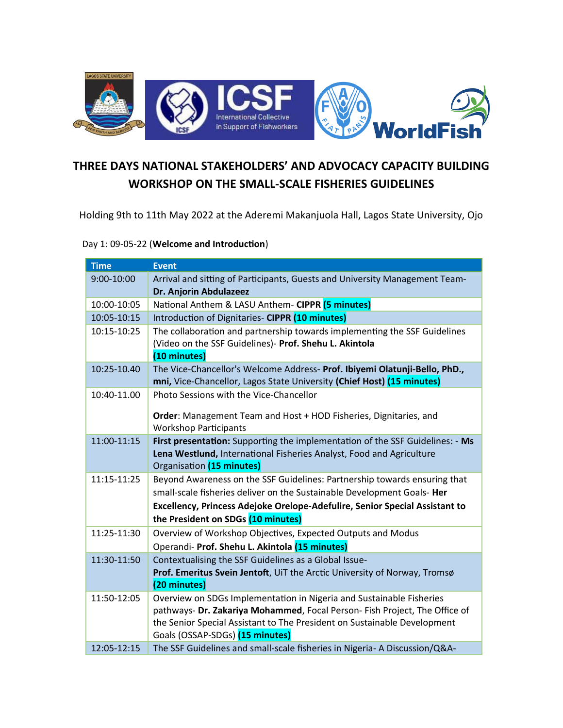# THREE DAYS NATIONAL STAKEHOLDERS' AND ADVOCACY CAPACITY BUILDING WORKSHOP ON THE SMALL-SCALE FISHERIES GUIDELINES

Holding 9th to 11th May 2022 at the Aderemi Makanjuola Hall, Lagos State University, Ojo

Day 1: 09-05-22 (**Welcome and Introduction**)

| Time | Event |
| --- | --- |
| 9:00-10:00 | Arrival and sitting of Participants, Guests and University Management Team- **Dr. Anjorin Abdulazeez** |
| 10:00-10:05 | National Anthem & LASU Anthem- **CIPPR (5 minutes)** |
| 10:05-10:15 | Introduction of Dignitaries- **CIPPR (10 minutes)** |
| 10:15-10:25 | The collaboration and partnership towards implementing the SSF Guidelines (Video on the SSF Guidelines)- **Prof. Shehu L. Akintola (10 minutes)** |
| 10:25-10.40 | The Vice-Chancellor's Welcome Address- **Prof. Ibiyemi Olatunji-Bello, PhD., mni,** Vice-Chancellor, Lagos State University **(Chief Host) (15 minutes)** |
| 10:40-11.00 | Photo Sessions with the Vice-Chancellor<br><br>**Order**: Management Team and Host + HOD Fisheries, Dignitaries, and Workshop Participants |
| 11:00-11:15 | **First presentation:** Supporting the implementation of the SSF Guidelines: - **Ms Lena Westlund,** International Fisheries Analyst, Food and Agriculture Organisation **(15 minutes)** |
| 11:15-11:25 | Beyond Awareness on the SSF Guidelines: Partnership towards ensuring that small-scale fisheries deliver on the Sustainable Development Goals- **Her Excellency, Princess Adejoke Orelope-Adefulire, Senior Special Assistant to the President on SDGs (10 minutes)** |
| 11:25-11:30 | Overview of Workshop Objectives, Expected Outputs and Modus Operandi- **Prof. Shehu L. Akintola (15 minutes)** |
| 11:30-11:50 | Contextualising the SSF Guidelines as a Global Issue- **Prof. Emeritus Svein Jentoft**, UiT the Arctic University of Norway, Tromsø **(20 minutes)** |
| 11:50-12:05 | Overview on SDGs Implementation in Nigeria and Sustainable Fisheries pathways- **Dr. Zakariya Mohammed**, Focal Person- Fish Project, The Office of the Senior Special Assistant to The President on Sustainable Development Goals (OSSAP-SDGs) **(15 minutes)** |
| 12:05-12:15 | The SSF Guidelines and small-scale fisheries in Nigeria- A Discussion/Q&A- |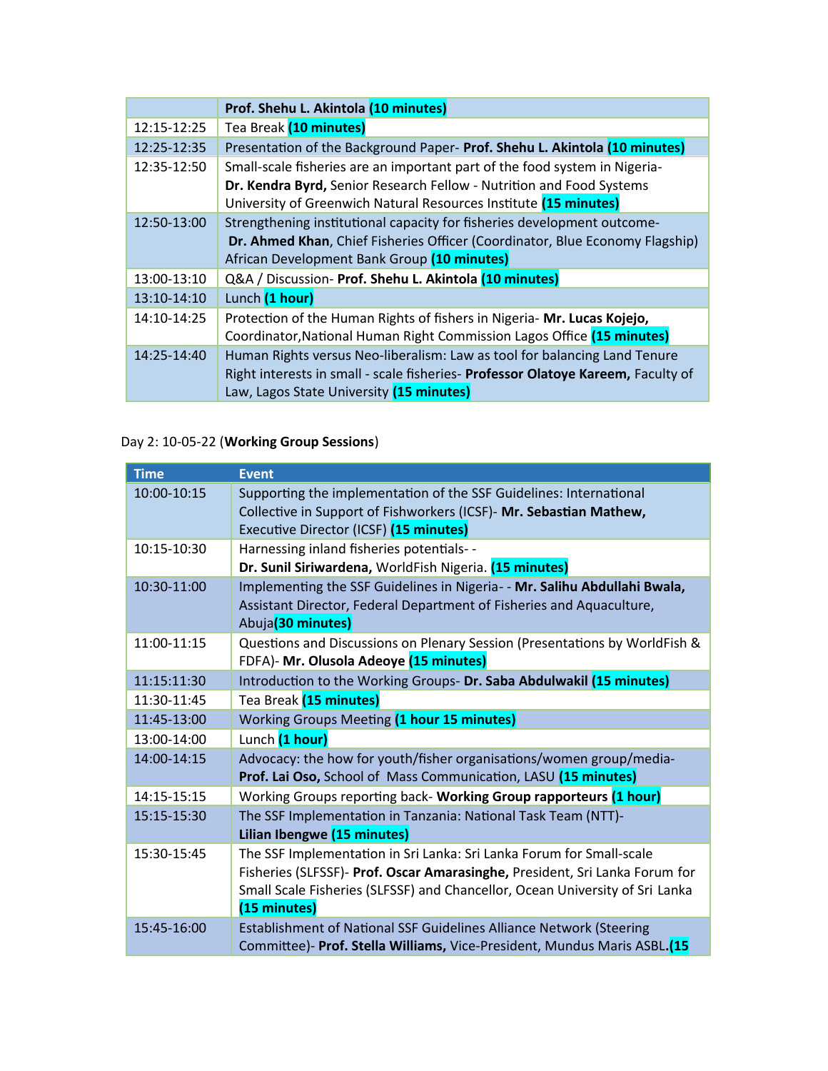| | |
|---|---|
| | **Prof. Shehu L. Akintola** **(10 minutes)** |
| 12:15-12:25 | Tea Break **(10 minutes)** |
| 12:25-12:35 | Presentation of the Background Paper- **Prof. Shehu L. Akintola** **(10 minutes)** |
| 12:35-12:50 | Small-scale fisheries are an important part of the food system in Nigeria- **Dr. Kendra Byrd,** Senior Research Fellow - Nutrition and Food Systems University of Greenwich Natural Resources Institute **(15 minutes)** |
| 12:50-13:00 | Strengthening institutional capacity for fisheries development outcome- **Dr. Ahmed Khan**, Chief Fisheries Officer (Coordinator, Blue Economy Flagship) African Development Bank Group **(10 minutes)** |
| 13:00-13:10 | Q&A / Discussion- **Prof. Shehu L. Akintola** **(10 minutes)** |
| 13:10-14:10 | Lunch **(1 hour)** |
| 14:10-14:25 | Protection of the Human Rights of fishers in Nigeria- **Mr. Lucas Kojejo,** Coordinator,National Human Right Commission Lagos Office **(15 minutes)** |
| 14:25-14:40 | Human Rights versus Neo-liberalism: Law as tool for balancing Land Tenure Right interests in small - scale fisheries- **Professor Olatoye Kareem,** Faculty of Law, Lagos State University **(15 minutes)** |

Day 2: 10-05-22 (**Working Group Sessions**)

| Time | Event |
|---|---|
| 10:00-10:15 | Supporting the implementation of the SSF Guidelines: International Collective in Support of Fishworkers (ICSF)- **Mr. Sebastian Mathew,** Executive Director (ICSF) **(15 minutes)** |
| 10:15-10:30 | Harnessing inland fisheries potentials- - **Dr. Sunil Siriwardena,** WorldFish Nigeria. **(15 minutes)** |
| 10:30-11:00 | Implementing the SSF Guidelines in Nigeria- - **Mr. Salihu Abdullahi Bwala,** Assistant Director, Federal Department of Fisheries and Aquaculture, Abuja**(30 minutes)** |
| 11:00-11:15 | Questions and Discussions on Plenary Session (Presentations by WorldFish & FDFA)- **Mr. Olusola Adeoye** **(15 minutes)** |
| 11:15:11:30 | Introduction to the Working Groups- **Dr. Saba Abdulwakil** **(15 minutes)** |
| 11:30-11:45 | Tea Break **(15 minutes)** |
| 11:45-13:00 | Working Groups Meeting **(1 hour 15 minutes)** |
| 13:00-14:00 | Lunch **(1 hour)** |
| 14:00-14:15 | Advocacy: the how for youth/fisher organisations/women group/media- **Prof. Lai Oso,** School of Mass Communication, LASU **(15 minutes)** |
| 14:15-15:15 | Working Groups reporting back- **Working Group rapporteurs** **(1 hour)** |
| 15:15-15:30 | The SSF Implementation in Tanzania: National Task Team (NTT)- **Lilian Ibengwe** **(15 minutes)** |
| 15:30-15:45 | The SSF Implementation in Sri Lanka: Sri Lanka Forum for Small-scale Fisheries (SLFSSF)- **Prof. Oscar Amarasinghe,** President, Sri Lanka Forum for Small Scale Fisheries (SLFSSF) and Chancellor, Ocean University of Sri Lanka **(15 minutes)** |
| 15:45-16:00 | Establishment of National SSF Guidelines Alliance Network (Steering Committee)- **Prof. Stella Williams,** Vice-President, Mundus Maris ASBL.**(15** |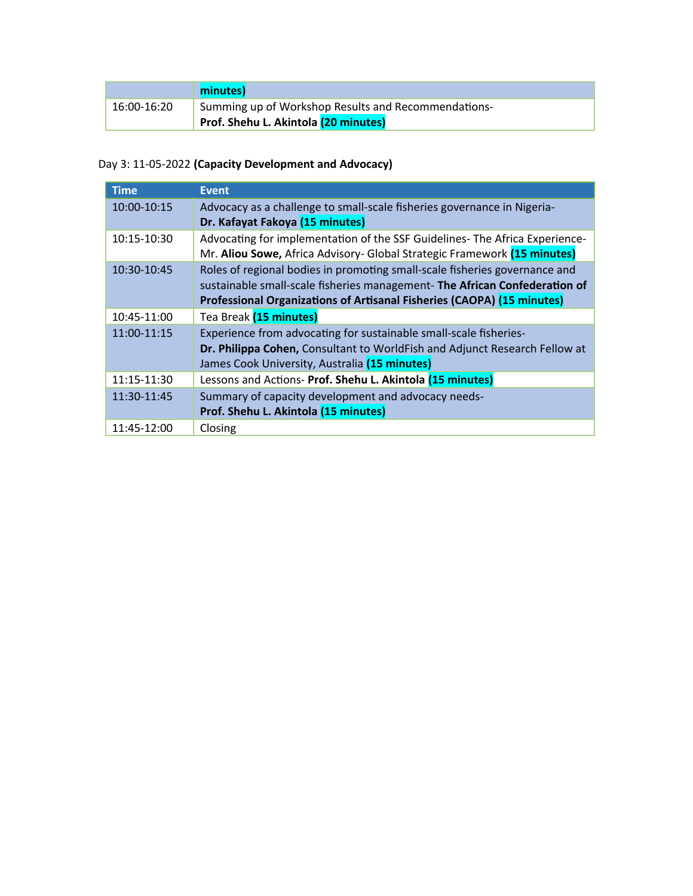| | |
|---|---|
| | **minutes)** |
| 16:00-16:20 | Summing up of Workshop Results and Recommendations- **Prof. Shehu L. Akintola** **(20 minutes)** |

Day 3: 11-05-2022 **(Capacity Development and Advocacy)**

| Time | Event |
|---|---|
| 10:00-10:15 | Advocacy as a challenge to small-scale fisheries governance in Nigeria- **Dr. Kafayat Fakoya** **(15 minutes)** |
| 10:15-10:30 | Advocating for implementation of the SSF Guidelines- The Africa Experience- Mr. **Aliou Sowe,** Africa Advisory- Global Strategic Framework **(15 minutes)** |
| 10:30-10:45 | Roles of regional bodies in promoting small-scale fisheries governance and sustainable small-scale fisheries management- **The African Confederation of Professional Organizations of Artisanal Fisheries (CAOPA)** **(15 minutes)** |
| 10:45-11:00 | Tea Break **(15 minutes)** |
| 11:00-11:15 | Experience from advocating for sustainable small-scale fisheries- **Dr. Philippa Cohen,** Consultant to WorldFish and Adjunct Research Fellow at James Cook University, Australia **(15 minutes)** |
| 11:15-11:30 | Lessons and Actions- **Prof. Shehu L. Akintola** **(15 minutes)** |
| 11:30-11:45 | Summary of capacity development and advocacy needs- **Prof. Shehu L. Akintola** **(15 minutes)** |
| 11:45-12:00 | Closing |